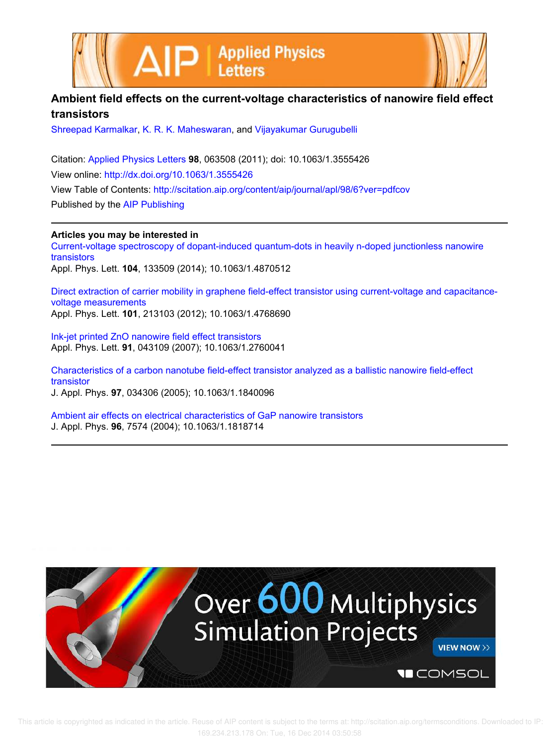# Ambient field effects on the current-voltage characteristics of nanowire field effect transistors

Shreepad Karmalkar, K. R. K. Maheswaran, and Vijayakumar Gurugubelli

Citation: Applied Physics Letters **98**, 063508 (2011); doi: 10.1063/1.3555426

View online: http://dx.doi.org/10.1063/1.3555426

View Table of Contents: http://scitation.aip.org/content/aip/journal/apl/98/6?ver=pdfcov

Published by the AIP Publishing

---

**Articles you may be interested in**

Current-voltage spectroscopy of dopant-induced quantum-dots in heavily n-doped junctionless nanowire transistors
Appl. Phys. Lett. **104**, 133509 (2014); 10.1063/1.4870512

Direct extraction of carrier mobility in graphene field-effect transistor using current-voltage and capacitance-voltage measurements
Appl. Phys. Lett. **101**, 213103 (2012); 10.1063/1.4768690

Ink-jet printed ZnO nanowire field effect transistors
Appl. Phys. Lett. **91**, 043109 (2007); 10.1063/1.2760041

Characteristics of a carbon nanotube field-effect transistor analyzed as a ballistic nanowire field-effect transistor
J. Appl. Phys. **97**, 034306 (2005); 10.1063/1.1840096

Ambient air effects on electrical characteristics of GaP nanowire transistors
J. Appl. Phys. **96**, 7574 (2004); 10.1063/1.1818714

---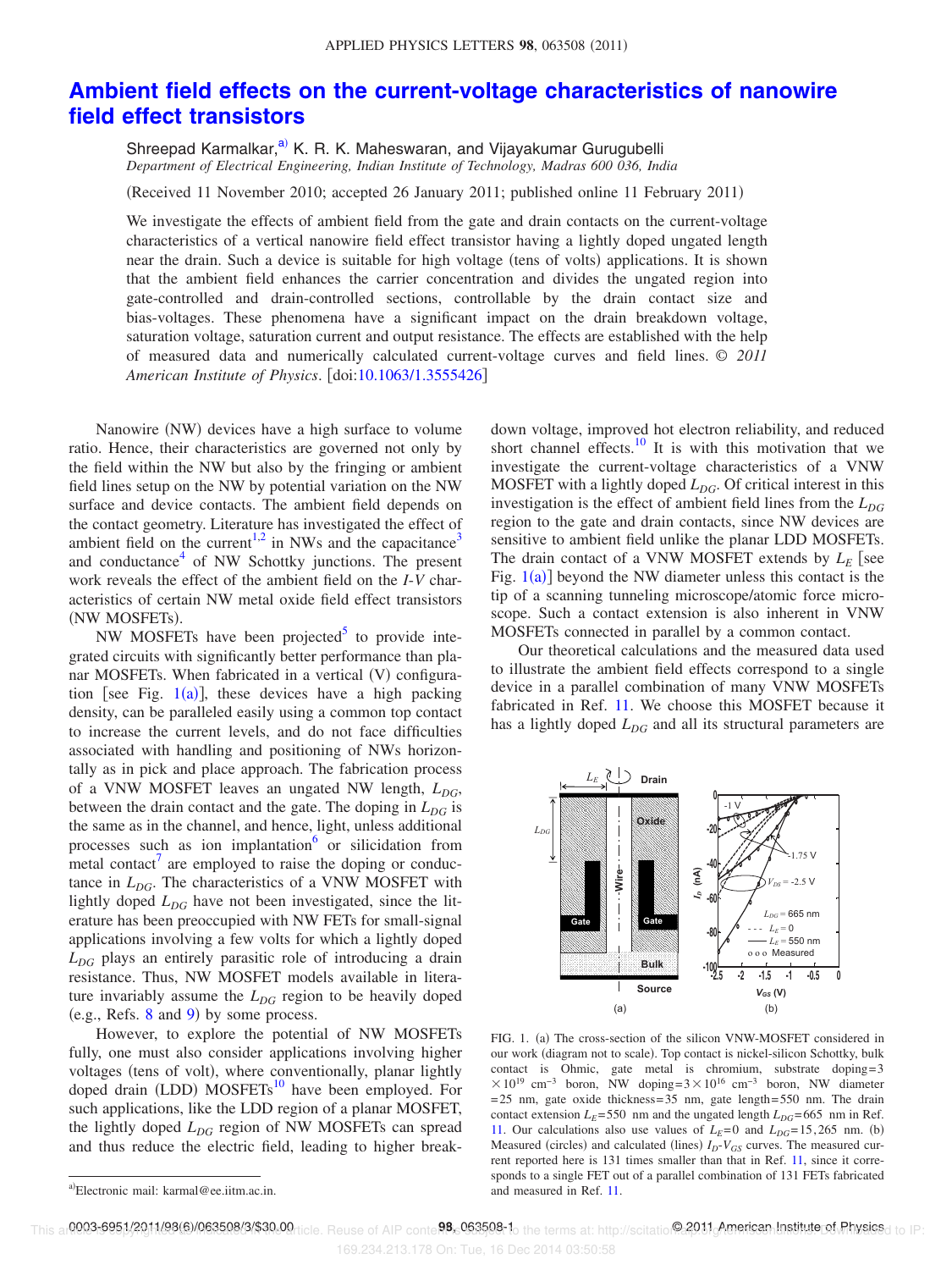# Ambient field effects on the current-voltage characteristics of nanowire field effect transistors

Shreepad Karmalkar,[a)] K. R. K. Maheswaran, and Vijayakumar Gurugubelli

*Department of Electrical Engineering, Indian Institute of Technology, Madras 600 036, India*

(Received 11 November 2010; accepted 26 January 2011; published online 11 February 2011)

We investigate the effects of ambient field from the gate and drain contacts on the current-voltage characteristics of a vertical nanowire field effect transistor having a lightly doped ungated length near the drain. Such a device is suitable for high voltage (tens of volts) applications. It is shown that the ambient field enhances the carrier concentration and divides the ungated region into gate-controlled and drain-controlled sections, controllable by the drain contact size and bias-voltages. These phenomena have a significant impact on the drain breakdown voltage, saturation voltage, saturation current and output resistance. The effects are established with the help of measured data and numerically calculated current-voltage curves and field lines. © *2011 American Institute of Physics*. [doi:10.1063/1.3555426]

Nanowire (NW) devices have a high surface to volume ratio. Hence, their characteristics are governed not only by the field within the NW but also by the fringing or ambient field lines setup on the NW by potential variation on the NW surface and device contacts. The ambient field depends on the contact geometry. Literature has investigated the effect of ambient field on the current[1,2] in NWs and the capacitance[3] and conductance[4] of NW Schottky junctions. The present work reveals the effect of the ambient field on the *I-V* characteristics of certain NW metal oxide field effect transistors (NW MOSFETs).

NW MOSFETs have been projected[5] to provide integrated circuits with significantly better performance than planar MOSFETs. When fabricated in a vertical (V) configuration [see Fig. 1(a)], these devices have a high packing density, can be paralleled easily using a common top contact to increase the current levels, and do not face difficulties associated with handling and positioning of NWs horizontally as in pick and place approach. The fabrication process of a VNW MOSFET leaves an ungated NW length, $L_{DG}$, between the drain contact and the gate. The doping in $L_{DG}$ is the same as in the channel, and hence, light, unless additional processes such as ion implantation[6] or silicidation from metal contact[7] are employed to raise the doping or conductance in $L_{DG}$. The characteristics of a VNW MOSFET with lightly doped $L_{DG}$ have not been investigated, since the literature has been preoccupied with NW FETs for small-signal applications involving a few volts for which a lightly doped $L_{DG}$ plays an entirely parasitic role of introducing a drain resistance. Thus, NW MOSFET models available in literature invariably assume the $L_{DG}$ region to be heavily doped (e.g., Refs. 8 and 9) by some process.

However, to explore the potential of NW MOSFETs fully, one must also consider applications involving higher voltages (tens of volt), where conventionally, planar lightly doped drain (LDD) MOSFETs[10] have been employed. For such applications, like the LDD region of a planar MOSFET, the lightly doped $L_{DG}$ region of NW MOSFETs can spread and thus reduce the electric field, leading to higher breakdown voltage, improved hot electron reliability, and reduced short channel effects.[10] It is with this motivation that we investigate the current-voltage characteristics of a VNW MOSFET with a lightly doped $L_{DG}$. Of critical interest in this investigation is the effect of ambient field lines from the $L_{DG}$ region to the gate and drain contacts, since NW devices are sensitive to ambient field unlike the planar LDD MOSFETs. The drain contact of a VNW MOSFET extends by $L_E$ [see Fig. 1(a)] beyond the NW diameter unless this contact is the tip of a scanning tunneling microscope/atomic force microscope. Such a contact extension is also inherent in VNW MOSFETs connected in parallel by a common contact.

Our theoretical calculations and the measured data used to illustrate the ambient field effects correspond to a single device in a parallel combination of many VNW MOSFETs fabricated in Ref. 11. We choose this MOSFET because it has a lightly doped $L_{DG}$ and all its structural parameters are

FIG. 1. (a) The cross-section of the silicon VNW-MOSFET considered in our work (diagram not to scale). Top contact is nickel-silicon Schottky, bulk contact is Ohmic, gate metal is chromium, substrate doping $=3\times10^{19}$ cm$^{-3}$ boron, NW doping $=3\times10^{16}$ cm$^{-3}$ boron, NW diameter $=25$ nm, gate oxide thickness $=35$ nm, gate length $=550$ nm. The drain contact extension $L_E=550$ nm and the ungated length $L_{DG}=665$ nm in Ref. 11. Our calculations also use values of $L_E=0$ and $L_{DG}=15,265$ nm. (b) Measured (circles) and calculated (lines) $I_D$-$V_{GS}$ curves. The measured current reported here is 131 times smaller than that in Ref. 11, since it corresponds to a single FET out of a parallel combination of 131 FETs fabricated and measured in Ref. 11.

[a)]Electronic mail: karmal@ee.iitm.ac.in.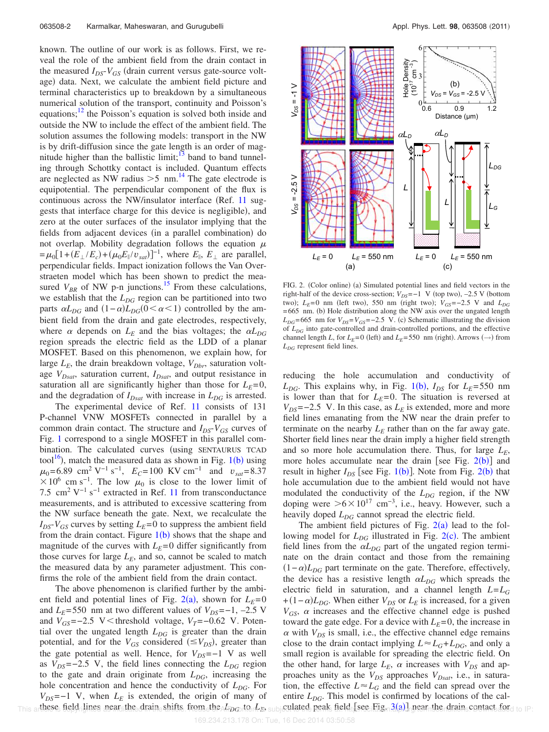known. The outline of our work is as follows. First, we reveal the role of the ambient field from the drain contact in the measured $I_{DS}$-$V_{GS}$ (drain current versus gate-source voltage) data. Next, we calculate the ambient field picture and terminal characteristics up to breakdown by a simultaneous numerical solution of the transport, continuity and Poisson's equations;[12] the Poisson's equation is solved both inside and outside the NW to include the effect of the ambient field. The solution assumes the following models: transport in the NW is by drift-diffusion since the gate length is an order of magnitude higher than the ballistic limit;[13] band to band tunneling through Schottky contact is included. Quantum effects are neglected as NW radius >5 nm.[14] The gate electrode is equipotential. The perpendicular component of the flux is continuous across the NW/insulator interface (Ref. 11 suggests that interface charge for this device is negligible), and zero at the outer surfaces of the insulator implying that the fields from adjacent devices (in a parallel combination) do not overlap. Mobility degradation follows the equation $\mu = \mu_0[1+(E_\perp/E_c)+(\mu_0 E_\parallel/v_{sat})]^{-1}$, where $E_\parallel$, $E_\perp$ are parallel, perpendicular fields. Impact ionization follows the Van Overstraeten model which has been shown to predict the measured $V_{BR}$ of NW p-n junctions.[15] From these calculations, we establish that the $L_{DG}$ region can be partitioned into two parts $\alpha L_{DG}$ and $(1-\alpha)L_{DG}(0<\alpha<1)$ controlled by the ambient field from the drain and gate electrodes, respectively, where $\alpha$ depends on $L_E$ and the bias voltages; the $\alpha L_{DG}$ region spreads the electric field as the LDD of a planar MOSFET. Based on this phenomenon, we explain how, for large $L_E$, the drain breakdown voltage, $V_{Dbr}$, saturation voltage $V_{Dsat}$, saturation current, $I_{Dsat}$, and output resistance in saturation all are significantly higher than those for $L_E=0$, and the degradation of $I_{Dsat}$ with increase in $L_{DG}$ is arrested.

The experimental device of Ref. 11 consists of 131 P-channel VNW MOSFETs connected in parallel by a common drain contact. The structure and $I_{DS}$-$V_{GS}$ curves of Fig. 1 correspond to a single MOSFET in this parallel combination. The calculated curves (using SENTAURUS TCAD tool[16]), match the measured data as shown in Fig. 1(b) using $\mu_0=6.89$ cm$^2$ V$^{-1}$ s$^{-1}$, $E_C=100$ KV cm$^{-1}$ and $v_{sat}=8.37 \times 10^6$ cm s$^{-1}$. The low $\mu_0$ is close to the lower limit of 7.5 cm$^2$ V$^{-1}$ s$^{-1}$ extracted in Ref. 11 from transconductance measurements, and is attributed to excessive scattering from the NW surface beneath the gate. Next, we recalculate the $I_{DS}$-$V_{GS}$ curves by setting $L_E=0$ to suppress the ambient field from the drain contact. Figure 1(b) shows that the shape and magnitude of the curves with $L_E=0$ differ significantly from those curves for large $L_E$, and so, cannot be scaled to match the measured data by any parameter adjustment. This confirms the role of the ambient field from the drain contact.

The above phenomenon is clarified further by the ambient field and potential lines of Fig. 2(a), shown for $L_E=0$ and $L_E=550$ nm at two different values of $V_{DS}=-1$, $-2.5$ V and $V_{GS}=-2.5$ V< threshold voltage, $V_T=-0.62$ V. Potential over the ungated length $L_{DG}$ is greater than the drain potential, and for the $V_{GS}$ considered ($\leq V_{DS}$), greater than the gate potential as well. Hence, for $V_{DS}=-1$ V as well as $V_{DS}=-2.5$ V, the field lines connecting the $L_{DG}$ region to the gate and drain originate from $L_{DG}$, increasing the hole concentration and hence the conductivity of $L_{DG}$. For $V_{DS}=-1$ V, when $L_E$ is extended, the origin of many of these field lines near the drain shifts from the $L_{DG}$ to $L_E$, reducing the hole accumulation and conductivity of $L_{DG}$. This explains why, in Fig. 1(b), $I_{DS}$ for $L_E=550$ nm is lower than that for $L_E=0$. The situation is reversed at $V_{DS}=-2.5$ V. In this case, as $L_E$ is extended, more and more field lines emanating from the NW near the drain prefer to terminate on the nearby $L_E$ rather than on the far away gate. Shorter field lines near the drain imply a higher field strength and so more hole accumulation there. Thus, for large $L_E$, more holes accumulate near the drain [see Fig. 2(b)] and result in higher $I_{DS}$ [see Fig. 1(b)]. Note from Fig. 2(b) that hole accumulation due to the ambient field would not have modulated the conductivity of the $L_{DG}$ region, if the NW doping were $>6\times10^{17}$ cm$^{-3}$, i.e., heavy. However, such a heavily doped $L_{DG}$ cannot spread the electric field.

FIG. 2. (Color online) (a) Simulated potential lines and field vectors in the right-half of the device cross-section; $V_{DS}=-1$ V (top two), $-2.5$ V (bottom two); $L_E=0$ nm (left two), 550 nm (right two); $V_{GS}=-2.5$ V and $L_{DG}=665$ nm. (b) Hole distribution along the NW axis over the ungated length $L_{DG}=665$ nm for $V_{DS}=V_{GS}=-2.5$ V. (c) Schematic illustrating the division of $L_{DG}$ into gate-controlled and drain-controlled portions, and the effective channel length $L$, for $L_E=0$ (left) and $L_E=550$ nm (right). Arrows (→) from $L_{DG}$ represent field lines.

The ambient field pictures of Fig. 2(a) lead to the following model for $L_{DG}$ illustrated in Fig. 2(c). The ambient field lines from the $\alpha L_{DG}$ part of the ungated region terminate on the drain contact and those from the remaining $(1-\alpha)L_{DG}$ part terminate on the gate. Therefore, effectively, the device has a resistive length $\alpha L_{DG}$ which spreads the electric field in saturation, and a channel length $L=L_G+(1-\alpha)L_{DG}$. When either $V_{DS}$ or $L_E$ is increased, for a given $V_{GS}$, $\alpha$ increases and the effective channel edge is pushed toward the gate edge. For a device with $L_E=0$, the increase in $\alpha$ with $V_{DS}$ is small, i.e., the effective channel edge remains close to the drain contact implying $L\approx L_G+L_{DG}$, and only a small region is available for spreading the electric field. On the other hand, for large $L_E$, $\alpha$ increases with $V_{DS}$ and approaches unity as the $V_{DS}$ approaches $V_{Dsat}$, i.e., in saturation, the effective $L\approx L_G$ and the field can spread over the entire $L_{DG}$. This model is confirmed by locations of the calculated peak field [see Fig. 3(a)] near the drain contact for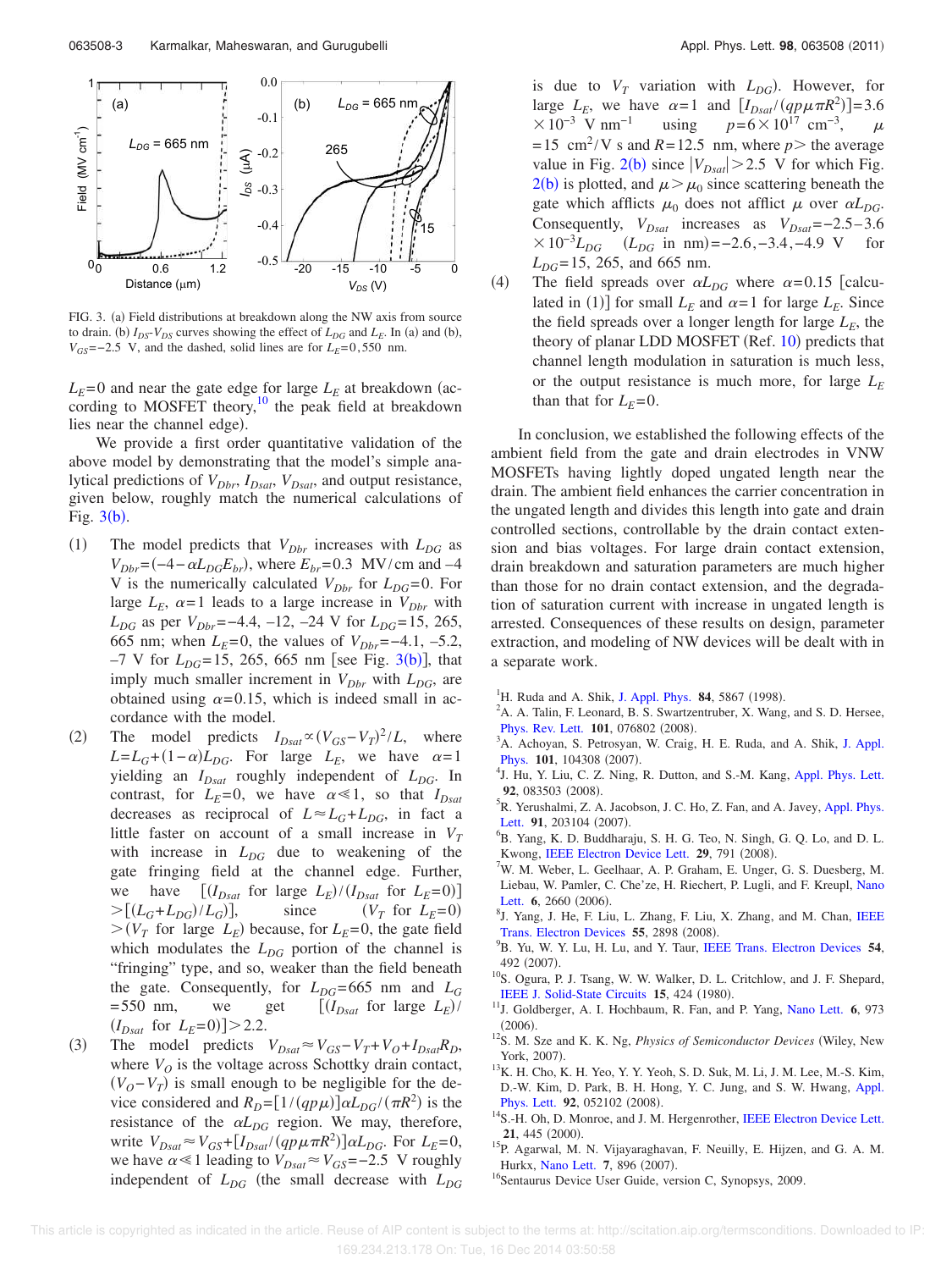(a)

$L_{DG}$ = 665 nm

Field (MV cm$^{-1}$)

1

0

0

0.6

1.2

Distance (μm)

(b)

$L_{DG}$ = 665 nm

265

15

$I_{DS}$ (μA)

0.0

-0.1

-0.2

-0.3

-0.4

-0.5

-20

-15

-10

-5

0

$V_{DS}$ (V)

FIG. 3. (a) Field distributions at breakdown along the NW axis from source to drain. (b) $I_{DS}$-$V_{DS}$ curves showing the effect of $L_{DG}$ and $L_E$. In (a) and (b), $V_{GS}=-2.5$ V, and the dashed, solid lines are for $L_E=0, 550$ nm.

$L_E=0$ and near the gate edge for large $L_E$ at breakdown (according to MOSFET theory,[10] the peak field at breakdown lies near the channel edge).

We provide a first order quantitative validation of the above model by demonstrating that the model's simple analytical predictions of $V_{Dbr}$, $I_{Dsat}$, $V_{Dsat}$, and output resistance, given below, roughly match the numerical calculations of Fig. 3(b).

(1) The model predicts that $V_{Dbr}$ increases with $L_{DG}$ as $V_{Dbr}=(-4-\alpha L_{DG}E_{br})$, where $E_{br}=0.3$ MV/cm and $-4$ V is the numerically calculated $V_{Dbr}$ for $L_{DG}=0$. For large $L_E$, $\alpha=1$ leads to a large increase in $V_{Dbr}$ with $L_{DG}$ as per $V_{Dbr}=-4.4$, $-12$, $-24$ V for $L_{DG}=15$, 265, 665 nm; when $L_E=0$, the values of $V_{Dbr}=-4.1$, $-5.2$, $-7$ V for $L_{DG}=15$, 265, 665 nm [see Fig. 3(b)], that imply much smaller increment in $V_{Dbr}$ with $L_{DG}$, are obtained using $\alpha=0.15$, which is indeed small in accordance with the model.

(2) The model predicts $I_{Dsat}\propto(V_{GS}-V_T)^2/L$, where $L=L_G+(1-\alpha)L_{DG}$. For large $L_E$, we have $\alpha=1$ yielding an $I_{Dsat}$ roughly independent of $L_{DG}$. In contrast, for $L_E=0$, we have $\alpha \ll 1$, so that $I_{Dsat}$ decreases as reciprocal of $L\approx L_G+L_{DG}$, in fact a little faster on account of a small increase in $V_T$ with increase in $L_{DG}$ due to weakening of the gate fringing field at the channel edge. Further, we have $[(I_{Dsat}$ for large $L_E)/(I_{Dsat}$ for $L_E=0)]$ $>[(L_G+L_{DG})/L_G)]$, since ($V_T$ for $L_E=0$) $>$($V_T$ for large $L_E$) because, for $L_E=0$, the gate field which modulates the $L_{DG}$ portion of the channel is "fringing" type, and so, weaker than the field beneath the gate. Consequently, for $L_{DG}=665$ nm and $L_G=550$ nm, we get $[(I_{Dsat}$ for large $L_E)/(I_{Dsat}$ for $L_E=0)]>2.2$.

(3) The model predicts $V_{Dsat}\approx V_{GS}-V_T+V_O+I_{Dsat}R_D$, where $V_O$ is the voltage across Schottky drain contact, $(V_O-V_T)$ is small enough to be negligible for the device considered and $R_D=[1/(qp\mu)]\alpha L_{DG}/(\pi R^2)$ is the resistance of the $\alpha L_{DG}$ region. We may, therefore, write $V_{Dsat}\approx V_{GS}+[I_{Dsat}/(qp\mu\pi R^2)]\alpha L_{DG}$. For $L_E=0$, we have $\alpha \ll 1$ leading to $V_{Dsat}\approx V_{GS}=-2.5$ V roughly independent of $L_{DG}$ (the small decrease with $L_{DG}$ is due to $V_T$ variation with $L_{DG}$). However, for large $L_E$, we have $\alpha=1$ and $[I_{Dsat}/(qp\mu\pi R^2)]=3.6\times10^{-3}$ V nm$^{-1}$ using $p=6\times10^{17}$ cm$^{-3}$, $\mu=15$ cm$^2$/V s and $R=12.5$ nm, where $p>$ the average value in Fig. 2(b) since $|V_{Dsat}|>2.5$ V for which Fig. 2(b) is plotted, and $\mu>\mu_0$ since scattering beneath the gate which afflicts $\mu_0$ does not afflict $\mu$ over $\alpha L_{DG}$. Consequently, $V_{Dsat}$ increases as $V_{Dsat}=-2.5-3.6\times10^{-3}L_{DG}$ ($L_{DG}$ in nm)$=-2.6,-3.4,-4.9$ V for $L_{DG}=15$, 265, and 665 nm.

(4) The field spreads over $\alpha L_{DG}$ where $\alpha=0.15$ [calculated in (1)] for small $L_E$ and $\alpha=1$ for large $L_E$. Since the field spreads over a longer length for large $L_E$, the theory of planar LDD MOSFET (Ref. 10) predicts that channel length modulation in saturation is much less, or the output resistance is much more, for large $L_E$ than that for $L_E=0$.

In conclusion, we established the following effects of the ambient field from the gate and drain electrodes in VNW MOSFETs having lightly doped ungated length near the drain. The ambient field enhances the carrier concentration in the ungated length and divides this length into gate and drain controlled sections, controllable by the drain contact extension and bias voltages. For large drain contact extension, drain breakdown and saturation parameters are much higher than those for no drain contact extension, and the degradation of saturation current with increase in ungated length is arrested. Consequences of these results on design, parameter extraction, and modeling of NW devices will be dealt with in a separate work.

[1] H. Ruda and A. Shik, J. Appl. Phys. **84**, 5867 (1998).
[2] A. A. Talin, F. Leonard, B. S. Swartzentruber, X. Wang, and S. D. Hersee, Phys. Rev. Lett. **101**, 076802 (2008).
[3] A. Achoyan, S. Petrosyan, W. Craig, H. E. Ruda, and A. Shik, J. Appl. Phys. **101**, 104308 (2007).
[4] J. Hu, Y. Liu, C. Z. Ning, R. Dutton, and S.-M. Kang, Appl. Phys. Lett. **92**, 083503 (2008).
[5] R. Yerushalmi, Z. A. Jacobson, J. C. Ho, Z. Fan, and A. Javey, Appl. Phys. Lett. **91**, 203104 (2007).
[6] B. Yang, K. D. Buddharaju, S. H. G. Teo, N. Singh, G. Q. Lo, and D. L. Kwong, IEEE Electron Device Lett. **29**, 791 (2008).
[7] W. M. Weber, L. Geelhaar, A. P. Graham, E. Unger, G. S. Duesberg, M. Liebau, W. Pamler, C. Che'ze, H. Riechert, P. Lugli, and F. Kreupl, Nano Lett. **6**, 2660 (2006).
[8] J. Yang, J. He, F. Liu, L. Zhang, F. Liu, X. Zhang, and M. Chan, IEEE Trans. Electron Devices **55**, 2898 (2008).
[9] B. Yu, W. Y. Lu, H. Lu, and Y. Taur, IEEE Trans. Electron Devices **54**, 492 (2007).
[10] S. Ogura, P. J. Tsang, W. W. Walker, D. L. Critchlow, and J. F. Shepard, IEEE J. Solid-State Circuits **15**, 424 (1980).
[11] J. Goldberger, A. I. Hochbaum, R. Fan, and P. Yang, Nano Lett. **6**, 973 (2006).
[12] S. M. Sze and K. K. Ng, *Physics of Semiconductor Devices* (Wiley, New York, 2007).
[13] K. H. Cho, K. H. Yeo, Y. Y. Yeoh, S. D. Suk, M. Li, J. M. Lee, M.-S. Kim, D.-W. Kim, D. Park, B. H. Hong, Y. C. Jung, and S. W. Hwang, Appl. Phys. Lett. **92**, 052102 (2008).
[14] S.-H. Oh, D. Monroe, and J. M. Hergenrother, IEEE Electron Device Lett. **21**, 445 (2000).
[15] P. Agarwal, M. N. Vijayaraghavan, F. Neuilly, E. Hijzen, and G. A. M. Hurkx, Nano Lett. **7**, 896 (2007).
[16] Sentaurus Device User Guide, version C, Synopsys, 2009.